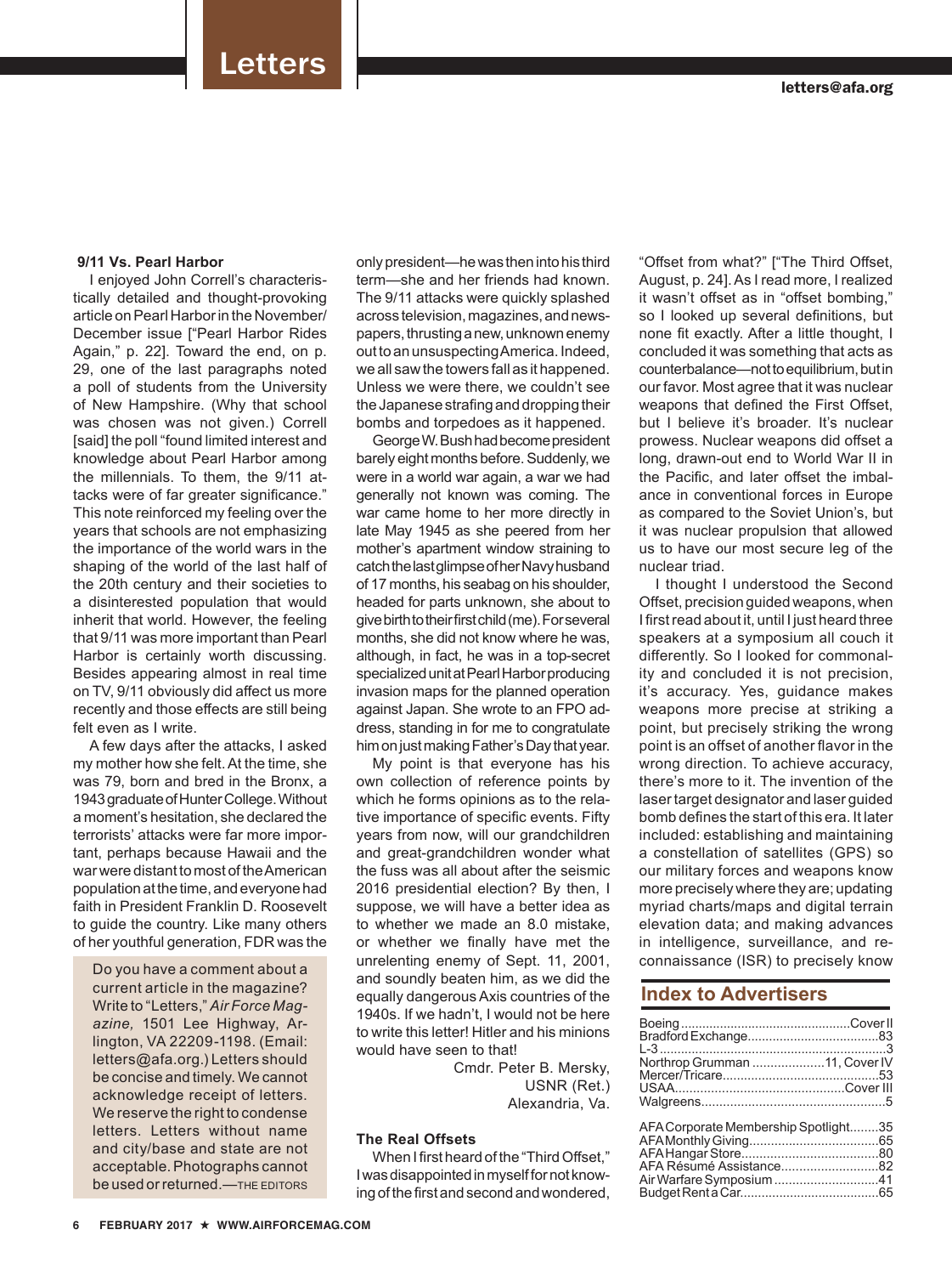# Letters

letters@afa.org

### 9/11 Vs. Pearl Harbor

I enjoyed John Correll's characteristically detailed and thought-provoking article on Pearl Harbor in the November/December issue ["Pearl Harbor Rides Again," p. 22]. Toward the end, on p. 29, one of the last paragraphs noted a poll of students from the University of New Hampshire. (Why that school was chosen was not given.) Correll [said] the poll "found limited interest and knowledge about Pearl Harbor among the millennials. To them, the 9/11 attacks were of far greater significance." This note reinforced my feeling over the years that schools are not emphasizing the importance of the world wars in the shaping of the world of the last half of the 20th century and their societies to a disinterested population that would inherit that world. However, the feeling that 9/11 was more important than Pearl Harbor is certainly worth discussing. Besides appearing almost in real time on TV, 9/11 obviously did affect us more recently and those effects are still being felt even as I write.

A few days after the attacks, I asked my mother how she felt. At the time, she was 79, born and bred in the Bronx, a 1943 graduate of Hunter College. Without a moment's hesitation, she declared the terrorists' attacks were far more important, perhaps because Hawaii and the war were distant to most of the American population at the time, and everyone had faith in President Franklin D. Roosevelt to guide the country. Like many others of her youthful generation, FDR was the only president—he was then into his third term—she and her friends had known. The 9/11 attacks were quickly splashed across television, magazines, and newspapers, thrusting a new, unknown enemy out to an unsuspecting America. Indeed, we all saw the towers fall as it happened. Unless we were there, we couldn't see the Japanese strafing and dropping their bombs and torpedoes as it happened.

George W. Bush had become president barely eight months before. Suddenly, we were in a world war again, a war we had generally not known was coming. The war came home to her more directly in late May 1945 as she peered from her mother's apartment window straining to catch the last glimpse of her Navy husband of 17 months, his seabag on his shoulder, headed for parts unknown, she about to give birth to their first child (me). For several months, she did not know where he was, although, in fact, he was in a top-secret specialized unit at Pearl Harbor producing invasion maps for the planned operation against Japan. She wrote to an FPO address, standing in for me to congratulate him on just making Father's Day that year.

My point is that everyone has his own collection of reference points by which he forms opinions as to the relative importance of specific events. Fifty years from now, will our grandchildren and great-grandchildren wonder what the fuss was all about after the seismic 2016 presidential election? By then, I suppose, we will have a better idea as to whether we made an 8.0 mistake, or whether we finally have met the unrelenting enemy of Sept. 11, 2001, and soundly beaten him, as we did the equally dangerous Axis countries of the 1940s. If we hadn't, I would not be here to write this letter! Hitler and his minions would have seen to that!

Cmdr. Peter B. Mersky,
USNR (Ret.)
Alexandria, Va.

> Do you have a comment about a current article in the magazine? Write to "Letters," *Air Force Magazine,* 1501 Lee Highway, Arlington, VA 22209-1198. (Email: letters@afa.org.) Letters should be concise and timely. We cannot acknowledge receipt of letters. We reserve the right to condense letters. Letters without name and city/base and state are not acceptable. Photographs cannot be used or returned.—THE EDITORS

### The Real Offsets

When I first heard of the "Third Offset," I was disappointed in myself for not knowing of the first and second and wondered, "Offset from what?" ["The Third Offset, August, p. 24]. As I read more, I realized it wasn't offset as in "offset bombing," so I looked up several definitions, but none fit exactly. After a little thought, I concluded it was something that acts as counterbalance—not to equilibrium, but in our favor. Most agree that it was nuclear weapons that defined the First Offset, but I believe it's broader. It's nuclear prowess. Nuclear weapons did offset a long, drawn-out end to World War II in the Pacific, and later offset the imbalance in conventional forces in Europe as compared to the Soviet Union's, but it was nuclear propulsion that allowed us to have our most secure leg of the nuclear triad.

I thought I understood the Second Offset, precision guided weapons, when I first read about it, until I just heard three speakers at a symposium all couch it differently. So I looked for commonality and concluded it is not precision, it's accuracy. Yes, guidance makes weapons more precise at striking a point, but precisely striking the wrong point is an offset of another flavor in the wrong direction. To achieve accuracy, there's more to it. The invention of the laser target designator and laser guided bomb defines the start of this era. It later included: establishing and maintaining a constellation of satellites (GPS) so our military forces and weapons know more precisely where they are; updating myriad charts/maps and digital terrain elevation data; and making advances in intelligence, surveillance, and reconnaissance (ISR) to precisely know

## Index to Advertisers

| | |
|---|---|
| Boeing | Cover II |
| Bradford Exchange | 83 |
| L-3 | 3 |
| Northrop Grumman | 11, Cover IV |
| Mercer/Tricare | 53 |
| USAA | Cover III |
| Walgreens | 5 |

| | |
|---|---|
| AFA Corporate Membership Spotlight | 35 |
| AFA Monthly Giving | 65 |
| AFA Hangar Store | 80 |
| AFA Résumé Assistance | 82 |
| Air Warfare Symposium | 41 |
| Budget Rent a Car | 65 |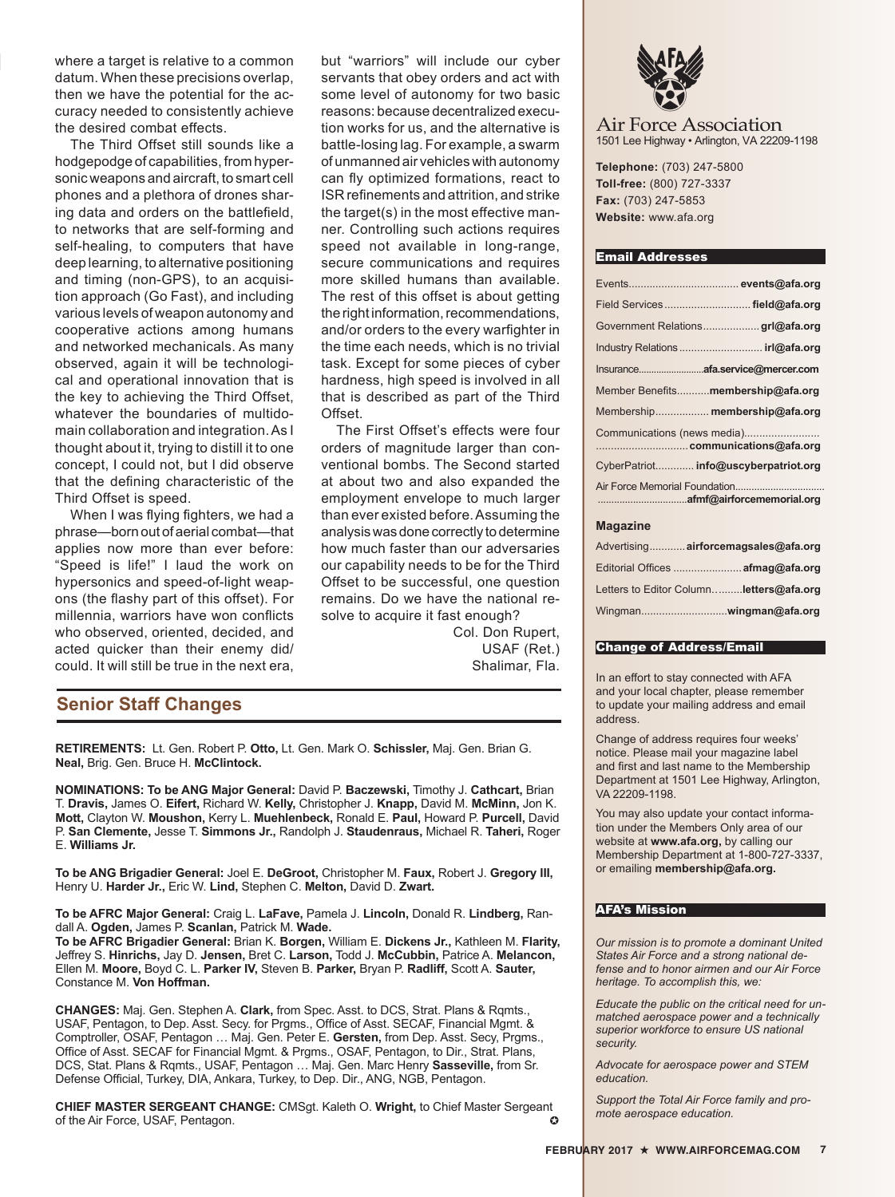where a target is relative to a common datum. When these precisions overlap, then we have the potential for the accuracy needed to consistently achieve the desired combat effects.

The Third Offset still sounds like a hodgepodge of capabilities, from hypersonic weapons and aircraft, to smart cell phones and a plethora of drones sharing data and orders on the battlefield, to networks that are self-forming and self-healing, to computers that have deep learning, to alternative positioning and timing (non-GPS), to an acquisition approach (Go Fast), and including various levels of weapon autonomy and cooperative actions among humans and networked mechanicals. As many observed, again it will be technological and operational innovation that is the key to achieving the Third Offset, whatever the boundaries of multidomain collaboration and integration. As I thought about it, trying to distill it to one concept, I could not, but I did observe that the defining characteristic of the Third Offset is speed.

When I was flying fighters, we had a phrase—born out of aerial combat—that applies now more than ever before: "Speed is life!" I laud the work on hypersonics and speed-of-light weapons (the flashy part of this offset). For millennia, warriors have won conflicts who observed, oriented, decided, and acted quicker than their enemy did/could. It will still be true in the next era, but "warriors" will include our cyber servants that obey orders and act with some level of autonomy for two basic reasons: because decentralized execution works for us, and the alternative is battle-losing lag. For example, a swarm of unmanned air vehicles with autonomy can fly optimized formations, react to ISR refinements and attrition, and strike the target(s) in the most effective manner. Controlling such actions requires speed not available in long-range, secure communications and requires more skilled humans than available. The rest of this offset is about getting the right information, recommendations, and/or orders to the every warfighter in the time each needs, which is no trivial task. Except for some pieces of cyber hardness, high speed is involved in all that is described as part of the Third Offset.

The First Offset's effects were four orders of magnitude larger than conventional bombs. The Second started at about two and also expanded the employment envelope to much larger than ever existed before. Assuming the analysis was done correctly to determine how much faster than our adversaries our capability needs to be for the Third Offset to be successful, one question remains. Do we have the national resolve to acquire it fast enough?

Col. Don Rupert,
USAF (Ret.)
Shalimar, Fla.

## Senior Staff Changes

**RETIREMENTS:** Lt. Gen. Robert P. **Otto,** Lt. Gen. Mark O. **Schissler,** Maj. Gen. Brian G. **Neal,** Brig. Gen. Bruce H. **McClintock.**

**NOMINATIONS: To be ANG Major General:** David P. **Baczewski,** Timothy J. **Cathcart,** Brian T. **Dravis,** James O. **Eifert,** Richard W. **Kelly,** Christopher J. **Knapp,** David M. **McMinn,** Jon K. **Mott,** Clayton W. **Moushon,** Kerry L. **Muehlenbeck,** Ronald E. **Paul,** Howard P. **Purcell,** David P. **San Clemente,** Jesse T. **Simmons Jr.,** Randolph J. **Staudenraus,** Michael R. **Taheri,** Roger E. **Williams Jr.**

**To be ANG Brigadier General:** Joel E. **DeGroot,** Christopher M. **Faux,** Robert J. **Gregory III,** Henry U. **Harder Jr.,** Eric W. **Lind,** Stephen C. **Melton,** David D. **Zwart.**

**To be AFRC Major General:** Craig L. **LaFave,** Pamela J. **Lincoln,** Donald R. **Lindberg,** Randall A. **Ogden,** James P. **Scanlan,** Patrick M. **Wade.**
**To be AFRC Brigadier General:** Brian K. **Borgen,** William E. **Dickens Jr.,** Kathleen M. **Flarity,** Jeffrey S. **Hinrichs,** Jay D. **Jensen,** Bret C. **Larson,** Todd J. **McCubbin,** Patrice A. **Melancon,** Ellen M. **Moore,** Boyd C. L. **Parker IV,** Steven B. **Parker,** Bryan P. **Radliff,** Scott A. **Sauter,** Constance M. **Von Hoffman.**

**CHANGES:** Maj. Gen. Stephen A. **Clark,** from Spec. Asst. to DCS, Strat. Plans & Rqmts., USAF, Pentagon, to Dep. Asst. Secy. for Prgms., Office of Asst. SECAF, Financial Mgmt. & Comptroller, OSAF, Pentagon … Maj. Gen. Peter E. **Gersten,** from Dep. Asst. Secy, Prgms., Office of Asst. SECAF for Financial Mgmt. & Prgms., OSAF, Pentagon, to Dir., Strat. Plans, DCS, Stat. Plans & Rqmts., USAF, Pentagon … Maj. Gen. Marc Henry **Sasseville,** from Sr. Defense Official, Turkey, DIA, Ankara, Turkey, to Dep. Dir., ANG, NGB, Pentagon.

**CHIEF MASTER SERGEANT CHANGE:** CMSgt. Kaleth O. **Wright,** to Chief Master Sergeant of the Air Force, USAF, Pentagon.

## Air Force Association

1501 Lee Highway • Arlington, VA 22209-1198

**Telephone:** (703) 247-5800
**Toll-free:** (800) 727-3337
**Fax:** (703) 247-5853
**Website:** www.afa.org

### Email Addresses

| | |
|---|---|
| Events | **events@afa.org** |
| Field Services | **field@afa.org** |
| Government Relations | **grl@afa.org** |
| Industry Relations | **irl@afa.org** |
| Insurance | **afa.service@mercer.com** |
| Member Benefits | **membership@afa.org** |
| Membership | **membership@afa.org** |
| Communications (news media) | **communications@afa.org** |
| CyberPatriot | **info@uscyberpatriot.org** |
| Air Force Memorial Foundation | **afmf@airforcememorial.org** |

**Magazine**

| | |
|---|---|
| Advertising | **airforcemagsales@afa.org** |
| Editorial Offices | **afmag@afa.org** |
| Letters to Editor Column | **letters@afa.org** |
| Wingman | **wingman@afa.org** |

### Change of Address/Email

In an effort to stay connected with AFA and your local chapter, please remember to update your mailing address and email address.

Change of address requires four weeks' notice. Please mail your magazine label and first and last name to the Membership Department at 1501 Lee Highway, Arlington, VA 22209-1198.

You may also update your contact information under the Members Only area of our website at **www.afa.org,** by calling our Membership Department at 1-800-727-3337, or emailing **membership@afa.org.**

### AFA's Mission

*Our mission is to promote a dominant United States Air Force and a strong national defense and to honor airmen and our Air Force heritage. To accomplish this, we:*

*Educate the public on the critical need for unmatched aerospace power and a technically superior workforce to ensure US national security.*

*Advocate for aerospace power and STEM education.*

*Support the Total Air Force family and promote aerospace education.*